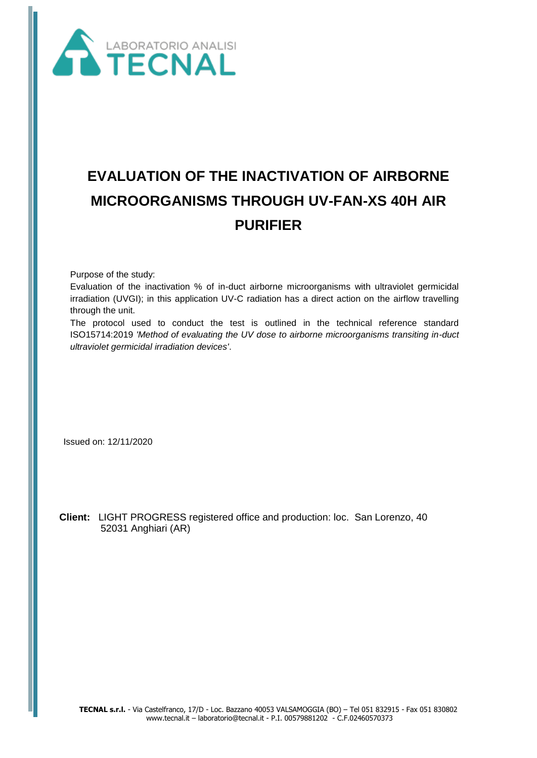LABORATORIO ANALISI
TECNAL

# EVALUATION OF THE INACTIVATION OF AIRBORNE MICROORGANISMS THROUGH UV-FAN-XS 40H AIR PURIFIER

Purpose of the study:

Evaluation of the inactivation % of in-duct airborne microorganisms with ultraviolet germicidal irradiation (UVGI); in this application UV-C radiation has a direct action on the airflow travelling through the unit.

The protocol used to conduct the test is outlined in the technical reference standard ISO15714:2019 *'Method of evaluating the UV dose to airborne microorganisms transiting in-duct ultraviolet germicidal irradiation devices'*.

Issued on: 12/11/2020

**Client:** LIGHT PROGRESS registered office and production: loc. San Lorenzo, 40 52031 Anghiari (AR)

**TECNAL s.r.l.** - Via Castelfranco, 17/D - Loc. Bazzano 40053 VALSAMOGGIA (BO) – Tel 051 832915 - Fax 051 830802
www.tecnal.it – laboratorio@tecnal.it - P.I. 00579881202 - C.F.02460570373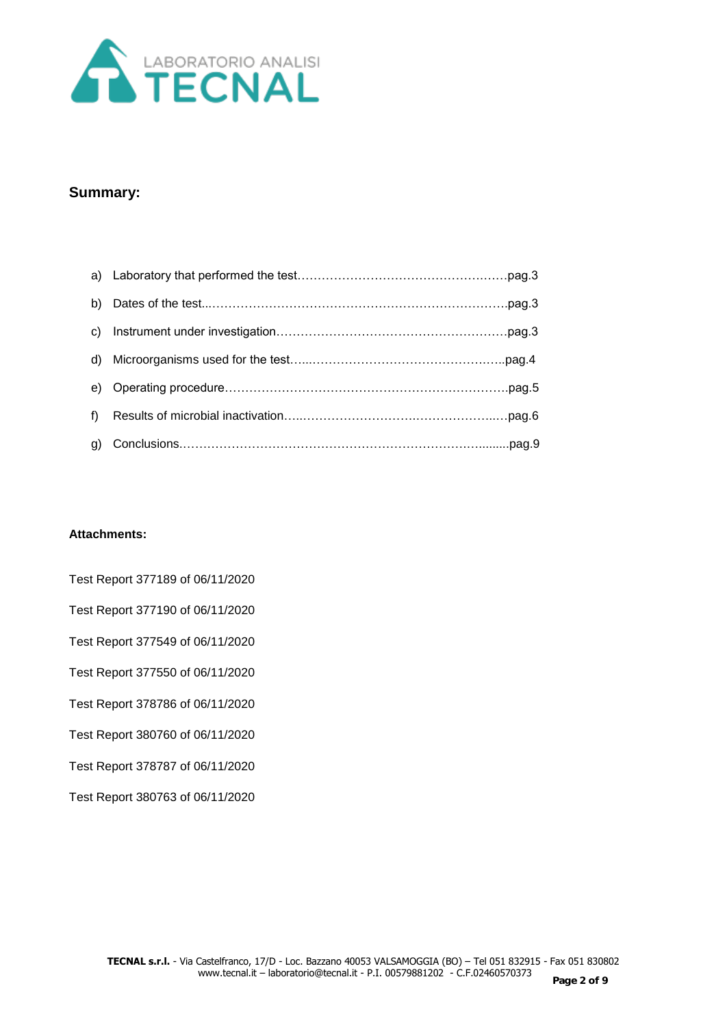## Summary:

a) Laboratory that performed the test……………………………………………pag.3

b) Dates of the test...………………………………………………………………pag.3

c) Instrument under investigation…………………………………………………pag.3

d) Microorganisms used for the test…...…………………………………………..pag.4

e) Operating procedure……………………………………………………………pag.5

f) Results of microbial inactivation…..…………………………..………………..…pag.6

g) Conclusions……………………………………………………………….……........pag.9

**Attachments:**

Test Report 377189 of 06/11/2020

Test Report 377190 of 06/11/2020

Test Report 377549 of 06/11/2020

Test Report 377550 of 06/11/2020

Test Report 378786 of 06/11/2020

Test Report 380760 of 06/11/2020

Test Report 378787 of 06/11/2020

Test Report 380763 of 06/11/2020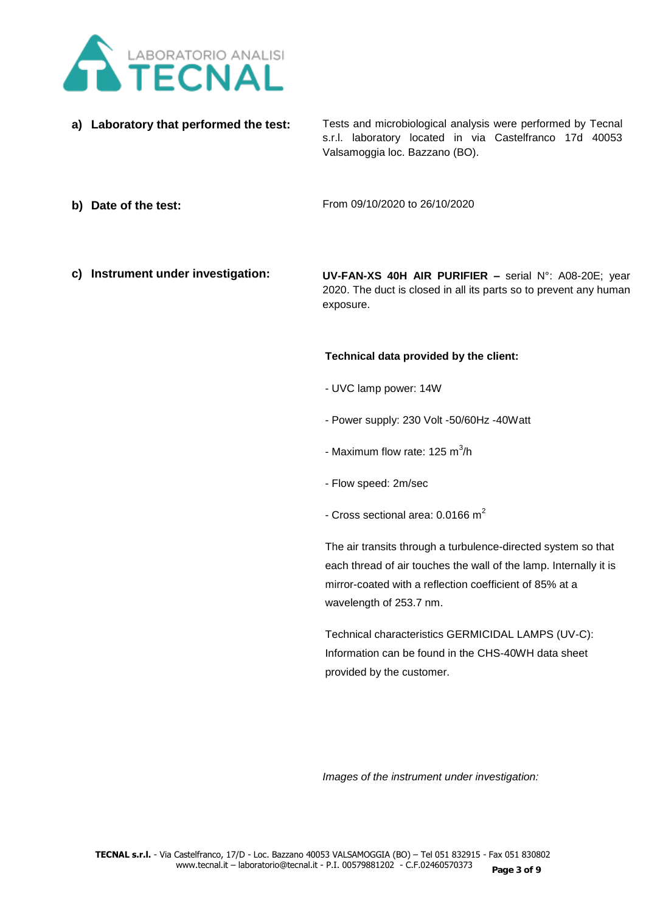**a) Laboratory that performed the test:**

Tests and microbiological analysis were performed by Tecnal s.r.l. laboratory located in via Castelfranco 17d 40053 Valsamoggia loc. Bazzano (BO).

**b) Date of the test:**

From 09/10/2020 to 26/10/2020

**c) Instrument under investigation:**

**UV-FAN-XS 40H AIR PURIFIER –** serial N°: A08-20E; year 2020. The duct is closed in all its parts so to prevent any human exposure.

**Technical data provided by the client:**

- UVC lamp power: 14W
- Power supply: 230 Volt -50/60Hz -40Watt
- Maximum flow rate: 125 $m^3$/h
- Flow speed: 2m/sec
- Cross sectional area: 0.0166 $m^2$

The air transits through a turbulence-directed system so that each thread of air touches the wall of the lamp. Internally it is mirror-coated with a reflection coefficient of 85% at a wavelength of 253.7 nm.

Technical characteristics GERMICIDAL LAMPS (UV-C): Information can be found in the CHS-40WH data sheet provided by the customer.

*Images of the instrument under investigation:*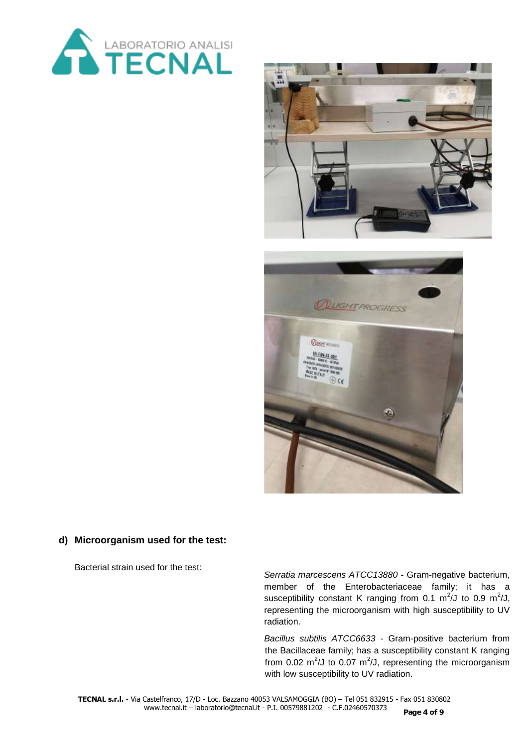## d) Microorganism used for the test:

Bacterial strain used for the test:

*Serratia marcescens ATCC13880* - Gram-negative bacterium, member of the Enterobacteriaceae family; it has a susceptibility constant K ranging from 0.1 $m^2/J$ to 0.9 $m^2/J$, representing the microorganism with high susceptibility to UV radiation.

*Bacillus subtilis ATCC6633* - Gram-positive bacterium from the Bacillaceae family; has a susceptibility constant K ranging from 0.02 $m^2/J$ to 0.07 $m^2/J$, representing the microorganism with low susceptibility to UV radiation.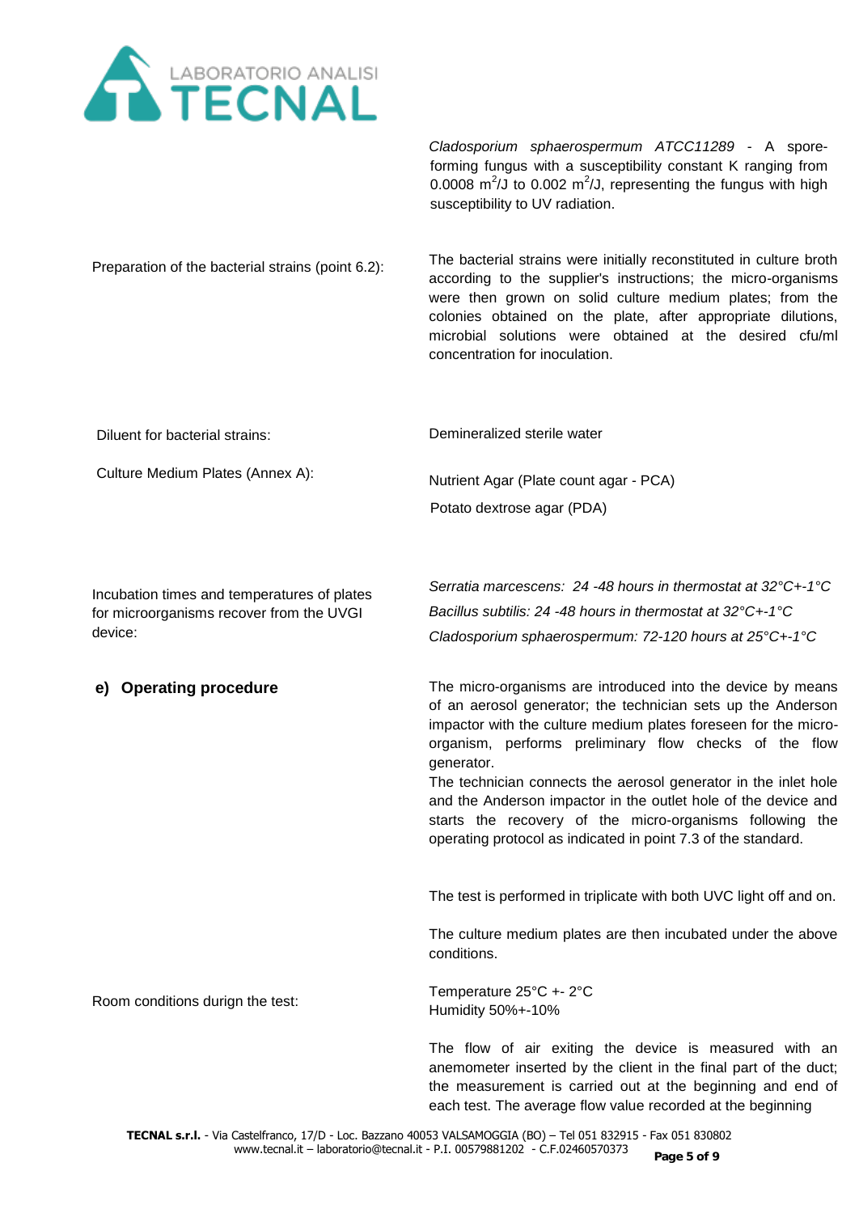*Cladosporium sphaerospermum ATCC11289* - A spore-forming fungus with a susceptibility constant K ranging from 0.0008 $m^2/J$ to 0.002 $m^2/J$, representing the fungus with high susceptibility to UV radiation.

Preparation of the bacterial strains (point 6.2):

The bacterial strains were initially reconstituted in culture broth according to the supplier's instructions; the micro-organisms were then grown on solid culture medium plates; from the colonies obtained on the plate, after appropriate dilutions, microbial solutions were obtained at the desired cfu/ml concentration for inoculation.

Diluent for bacterial strains:

Demineralized sterile water

Culture Medium Plates (Annex A):

Nutrient Agar (Plate count agar - PCA)

Potato dextrose agar (PDA)

Incubation times and temperatures of plates for microorganisms recover from the UVGI device:

*Serratia marcescens: 24 -48 hours in thermostat at 32°C+-1°C*

*Bacillus subtilis: 24 -48 hours in thermostat at 32°C+-1°C*

*Cladosporium sphaerospermum: 72-120 hours at 25°C+-1°C*

**e) Operating procedure**

The micro-organisms are introduced into the device by means of an aerosol generator; the technician sets up the Anderson impactor with the culture medium plates foreseen for the micro-organism, performs preliminary flow checks of the flow generator.

The technician connects the aerosol generator in the inlet hole and the Anderson impactor in the outlet hole of the device and starts the recovery of the micro-organisms following the operating protocol as indicated in point 7.3 of the standard.

The test is performed in triplicate with both UVC light off and on.

The culture medium plates are then incubated under the above conditions.

Room conditions durign the test:

Temperature 25°C +- 2°C

Humidity 50%+-10%

The flow of air exiting the device is measured with an anemometer inserted by the client in the final part of the duct; the measurement is carried out at the beginning and end of each test. The average flow value recorded at the beginning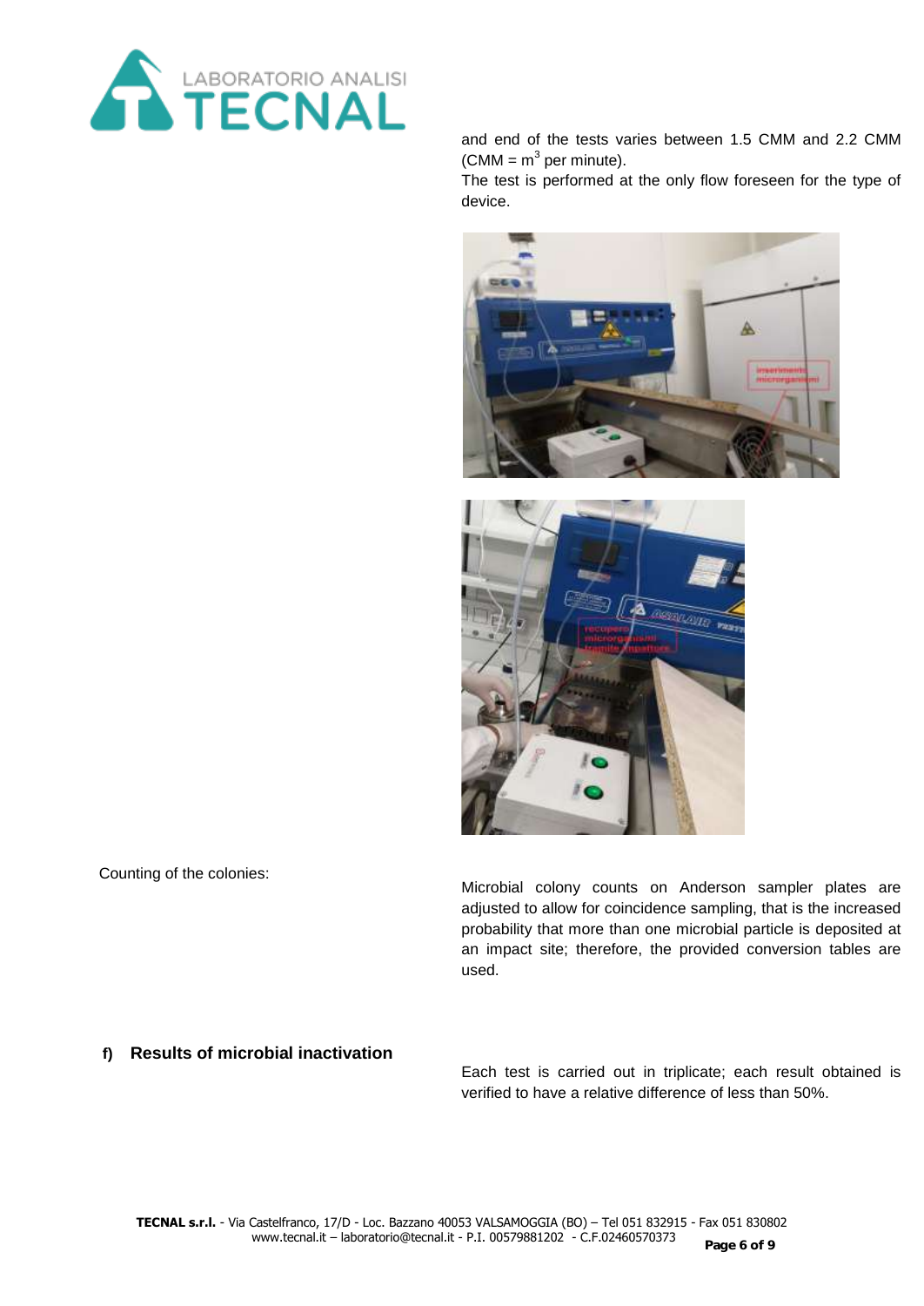and end of the tests varies between 1.5 CMM and 2.2 CMM (CMM = $m^3$ per minute).

The test is performed at the only flow foreseen for the type of device.

Counting of the colonies:

Microbial colony counts on Anderson sampler plates are adjusted to allow for coincidence sampling, that is the increased probability that more than one microbial particle is deposited at an impact site; therefore, the provided conversion tables are used.

### f) Results of microbial inactivation

Each test is carried out in triplicate; each result obtained is verified to have a relative difference of less than 50%.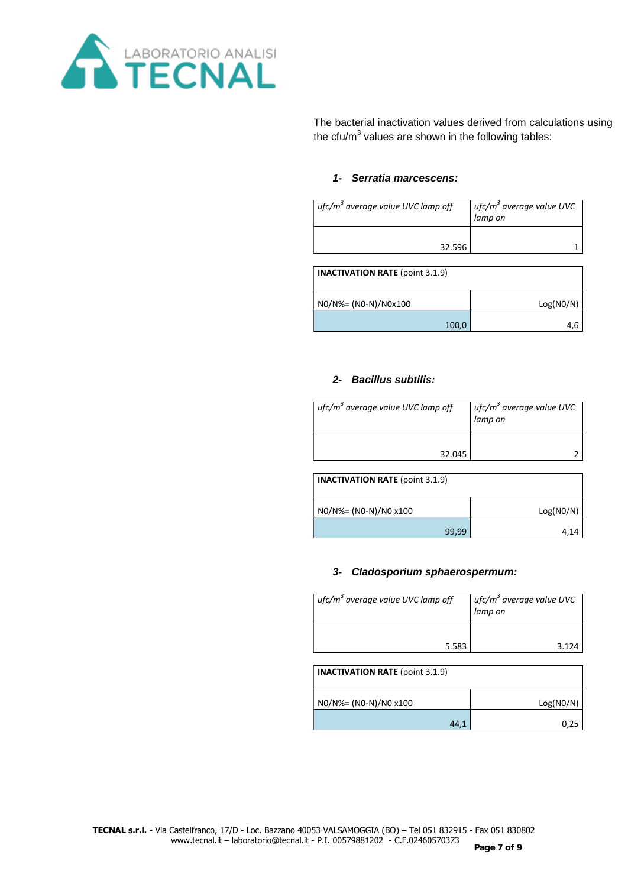The bacterial inactivation values derived from calculations using the cfu/m$^3$ values are shown in the following tables:

### *1- Serratia marcescens:*

| *ufc/m$^3$ average value UVC lamp off* | *ufc/m$^3$ average value UVC lamp on* |
|---|---|
| 32.596 | 1 |

| **INACTIVATION RATE** (point 3.1.9) | |
|---|---|
| N0/N%= (N0-N)/N0x100 | Log(N0/N) |
| 100,0 | 4,6 |

### *2- Bacillus subtilis:*

| *ufc/m$^3$ average value UVC lamp off* | *ufc/m$^3$ average value UVC lamp on* |
|---|---|
| 32.045 | 2 |

| **INACTIVATION RATE** (point 3.1.9) | |
|---|---|
| N0/N%= (N0-N)/N0 x100 | Log(N0/N) |
| 99,99 | 4,14 |

### *3- Cladosporium sphaerospermum:*

| *ufc/m$^3$ average value UVC lamp off* | *ufc/m$^3$ average value UVC lamp on* |
|---|---|
| 5.583 | 3.124 |

| **INACTIVATION RATE** (point 3.1.9) | |
|---|---|
| N0/N%= (N0-N)/N0 x100 | Log(N0/N) |
| 44,1 | 0,25 |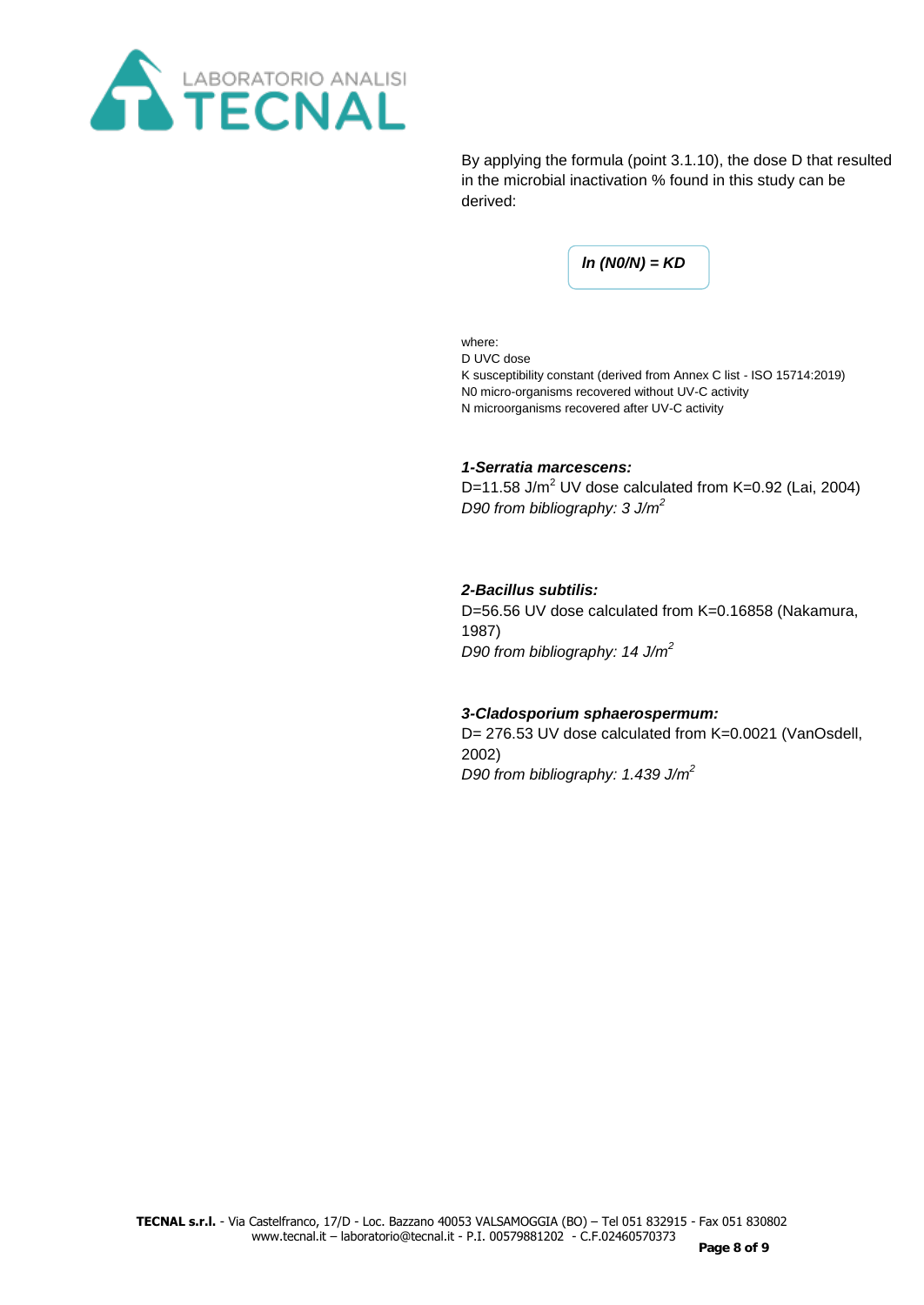By applying the formula (point 3.1.10), the dose D that resulted in the microbial inactivation % found in this study can be derived:

$$\ln(N0/N) = KD$$

where:
D UVC dose
K susceptibility constant (derived from Annex C list - ISO 15714:2019)
N0 micro-organisms recovered without UV-C activity
N microorganisms recovered after UV-C activity

***1-Serratia marcescens:***
D=11.58 J/m$^2$ UV dose calculated from K=0.92 (Lai, 2004)
*D90 from bibliography: 3 J/m$^2$*

***2-Bacillus subtilis:***
D=56.56 UV dose calculated from K=0.16858 (Nakamura, 1987)
*D90 from bibliography: 14 J/m$^2$*

***3-Cladosporium sphaerospermum:***
D= 276.53 UV dose calculated from K=0.0021 (VanOsdell, 2002)
*D90 from bibliography: 1.439 J/m$^2$*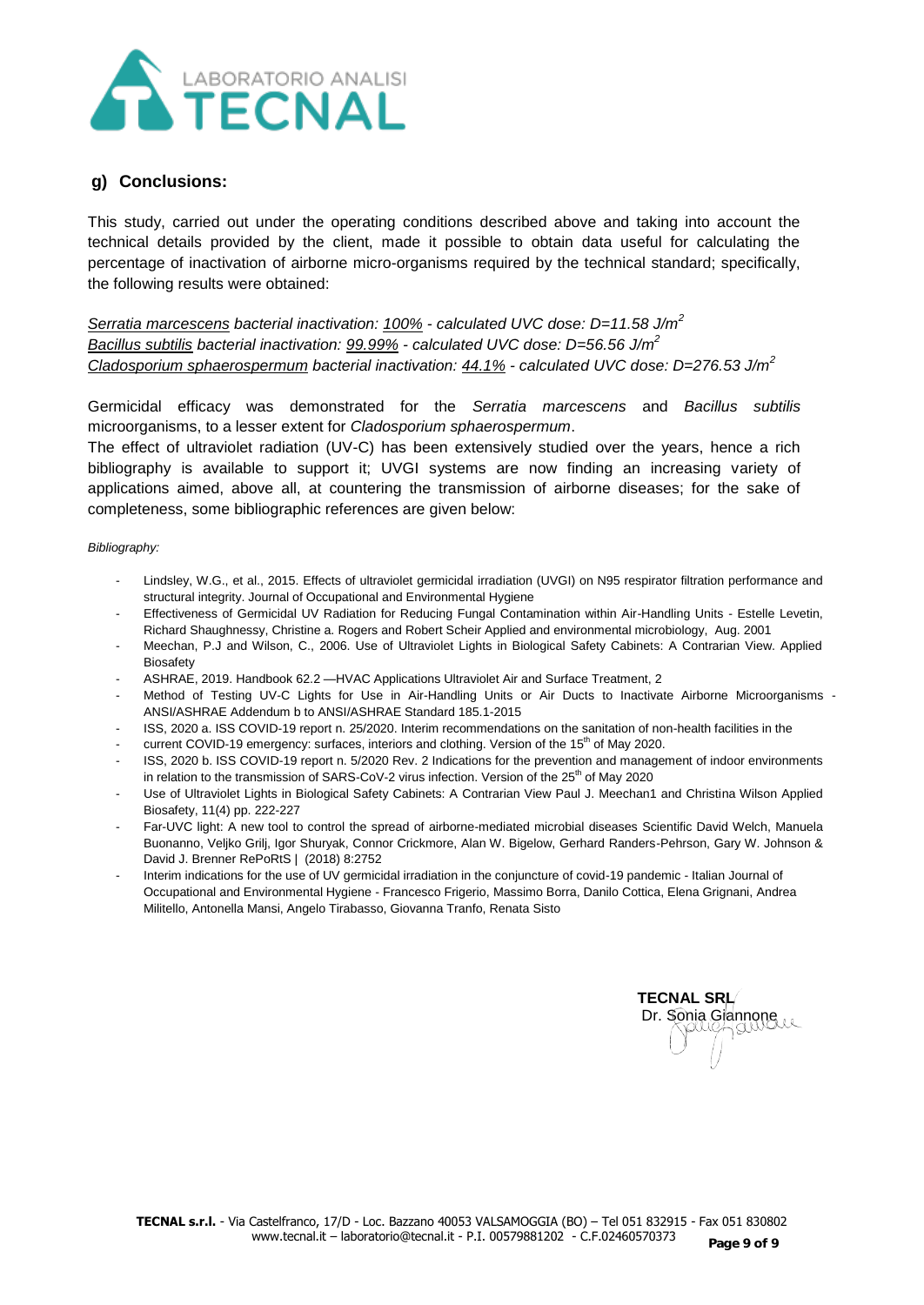## g) Conclusions:

This study, carried out under the operating conditions described above and taking into account the technical details provided by the client, made it possible to obtain data useful for calculating the percentage of inactivation of airborne micro-organisms required by the technical standard; specifically, the following results were obtained:

*Serratia marcescens bacterial inactivation: 100% - calculated UVC dose: D=11.58 J/m$^2$*
*Bacillus subtilis bacterial inactivation: 99.99% - calculated UVC dose: D=56.56 J/m$^2$*
*Cladosporium sphaerospermum bacterial inactivation: 44.1% - calculated UVC dose: D=276.53 J/m$^2$*

Germicidal efficacy was demonstrated for the *Serratia marcescens* and *Bacillus subtilis* microorganisms, to a lesser extent for *Cladosporium sphaerospermum*.

The effect of ultraviolet radiation (UV-C) has been extensively studied over the years, hence a rich bibliography is available to support it; UVGI systems are now finding an increasing variety of applications aimed, above all, at countering the transmission of airborne diseases; for the sake of completeness, some bibliographic references are given below:

*Bibliography:*

- Lindsley, W.G., et al., 2015. Effects of ultraviolet germicidal irradiation (UVGI) on N95 respirator filtration performance and structural integrity. Journal of Occupational and Environmental Hygiene
- Effectiveness of Germicidal UV Radiation for Reducing Fungal Contamination within Air-Handling Units - Estelle Levetin, Richard Shaughnessy, Christine a. Rogers and Robert Scheir Applied and environmental microbiology, Aug. 2001
- Meechan, P.J and Wilson, C., 2006. Use of Ultraviolet Lights in Biological Safety Cabinets: A Contrarian View. Applied Biosafety
- ASHRAE, 2019. Handbook 62.2 —HVAC Applications Ultraviolet Air and Surface Treatment, 2
- Method of Testing UV-C Lights for Use in Air-Handling Units or Air Ducts to Inactivate Airborne Microorganisms - ANSI/ASHRAE Addendum b to ANSI/ASHRAE Standard 185.1-2015
- ISS, 2020 a. ISS COVID-19 report n. 25/2020. Interim recommendations on the sanitation of non-health facilities in the
- current COVID-19 emergency: surfaces, interiors and clothing. Version of the 15th of May 2020.
- ISS, 2020 b. ISS COVID-19 report n. 5/2020 Rev. 2 Indications for the prevention and management of indoor environments in relation to the transmission of SARS-CoV-2 virus infection. Version of the 25th of May 2020
- Use of Ultraviolet Lights in Biological Safety Cabinets: A Contrarian View Paul J. Meechan1 and Christina Wilson Applied Biosafety, 11(4) pp. 222-227
- Far-UVC light: A new tool to control the spread of airborne-mediated microbial diseases Scientific David Welch, Manuela Buonanno, Veljko Grilj, Igor Shuryak, Connor Crickmore, Alan W. Bigelow, Gerhard Randers-Pehrson, Gary W. Johnson & David J. Brenner RePoRtS | (2018) 8:2752
- Interim indications for the use of UV germicidal irradiation in the conjuncture of covid-19 pandemic - Italian Journal of Occupational and Environmental Hygiene - Francesco Frigerio, Massimo Borra, Danilo Cottica, Elena Grignani, Andrea Militello, Antonella Mansi, Angelo Tirabasso, Giovanna Tranfo, Renata Sisto

**TECNAL SRL**
Dr. Sonia Giannone

**TECNAL s.r.l.** - Via Castelfranco, 17/D - Loc. Bazzano 40053 VALSAMOGGIA (BO) – Tel 051 832915 - Fax 051 830802
www.tecnal.it – laboratorio@tecnal.it - P.I. 00579881202 - C.F.02460570373